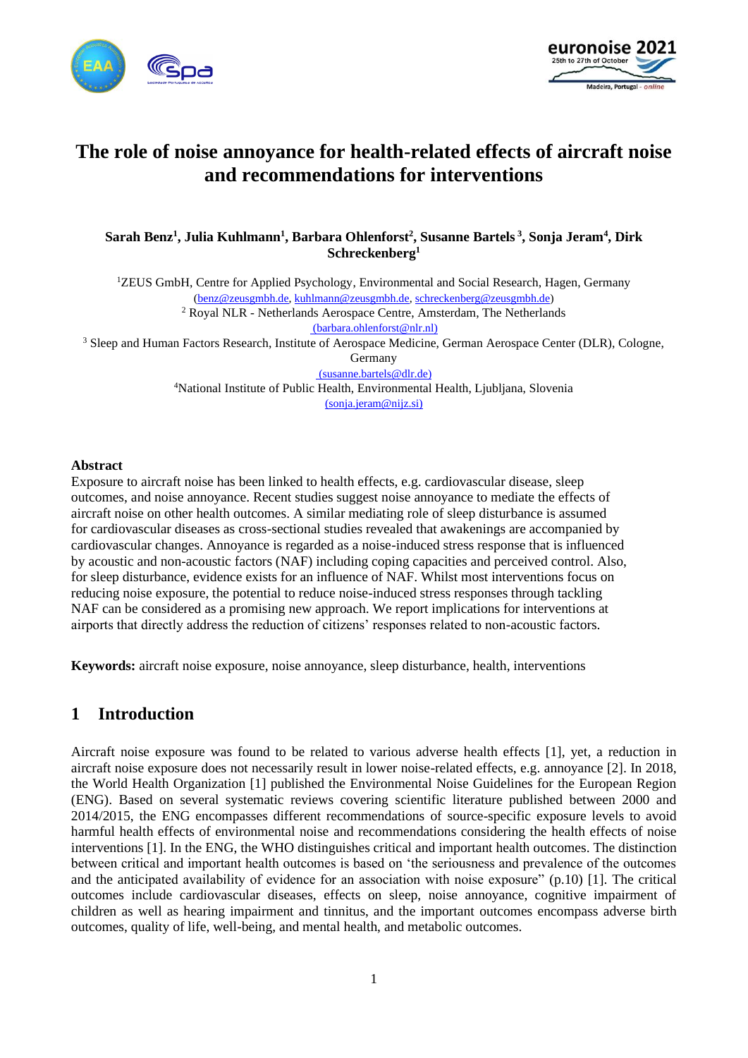# The role of noise annoyance for health-related effects of aircraft noise and recommendations for interventions

**Sarah Benz[1], Julia Kuhlmann[1], Barbara Ohlenforst[2], Susanne Bartels[3], Sonja Jeram[4], Dirk Schreckenberg[1]**

[1]ZEUS GmbH, Centre for Applied Psychology, Environmental and Social Research, Hagen, Germany
(benz@zeusgmbh.de, kuhlmann@zeusgmbh.de, schreckenberg@zeusgmbh.de)

[2] Royal NLR - Netherlands Aerospace Centre, Amsterdam, The Netherlands
(barbara.ohlenforst@nlr.nl)

[3] Sleep and Human Factors Research, Institute of Aerospace Medicine, German Aerospace Center (DLR), Cologne, Germany
(susanne.bartels@dlr.de)

[4]National Institute of Public Health, Environmental Health, Ljubljana, Slovenia
(sonja.jeram@nijz.si)

**Abstract**

Exposure to aircraft noise has been linked to health effects, e.g. cardiovascular disease, sleep outcomes, and noise annoyance. Recent studies suggest noise annoyance to mediate the effects of aircraft noise on other health outcomes. A similar mediating role of sleep disturbance is assumed for cardiovascular diseases as cross-sectional studies revealed that awakenings are accompanied by cardiovascular changes. Annoyance is regarded as a noise-induced stress response that is influenced by acoustic and non-acoustic factors (NAF) including coping capacities and perceived control. Also, for sleep disturbance, evidence exists for an influence of NAF. Whilst most interventions focus on reducing noise exposure, the potential to reduce noise-induced stress responses through tackling NAF can be considered as a promising new approach. We report implications for interventions at airports that directly address the reduction of citizens' responses related to non-acoustic factors.

**Keywords:** aircraft noise exposure, noise annoyance, sleep disturbance, health, interventions

## 1 Introduction

Aircraft noise exposure was found to be related to various adverse health effects [1], yet, a reduction in aircraft noise exposure does not necessarily result in lower noise-related effects, e.g. annoyance [2]. In 2018, the World Health Organization [1] published the Environmental Noise Guidelines for the European Region (ENG). Based on several systematic reviews covering scientific literature published between 2000 and 2014/2015, the ENG encompasses different recommendations of source-specific exposure levels to avoid harmful health effects of environmental noise and recommendations considering the health effects of noise interventions [1]. In the ENG, the WHO distinguishes critical and important health outcomes. The distinction between critical and important health outcomes is based on 'the seriousness and prevalence of the outcomes and the anticipated availability of evidence for an association with noise exposure" (p.10) [1]. The critical outcomes include cardiovascular diseases, effects on sleep, noise annoyance, cognitive impairment of children as well as hearing impairment and tinnitus, and the important outcomes encompass adverse birth outcomes, quality of life, well-being, and mental health, and metabolic outcomes.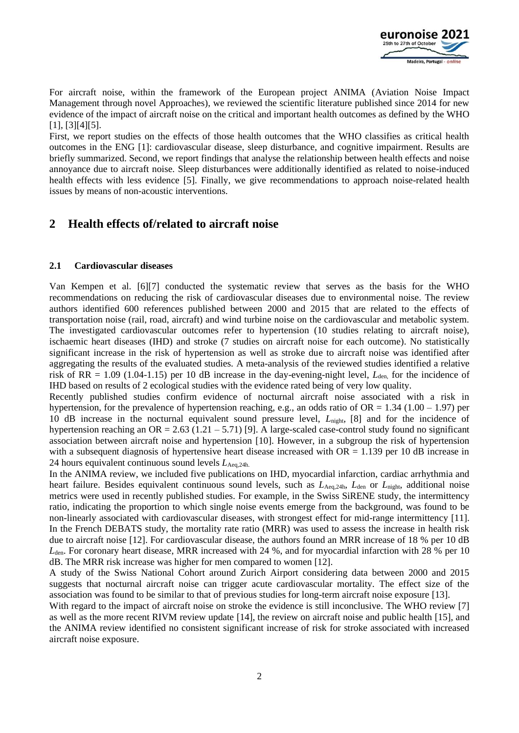For aircraft noise, within the framework of the European project ANIMA (Aviation Noise Impact Management through novel Approaches), we reviewed the scientific literature published since 2014 for new evidence of the impact of aircraft noise on the critical and important health outcomes as defined by the WHO [1], [3][4][5].

First, we report studies on the effects of those health outcomes that the WHO classifies as critical health outcomes in the ENG [1]: cardiovascular disease, sleep disturbance, and cognitive impairment. Results are briefly summarized. Second, we report findings that analyse the relationship between health effects and noise annoyance due to aircraft noise. Sleep disturbances were additionally identified as related to noise-induced health effects with less evidence [5]. Finally, we give recommendations to approach noise-related health issues by means of non-acoustic interventions.

## 2 Health effects of/related to aircraft noise

### 2.1 Cardiovascular diseases

Van Kempen et al. [6][7] conducted the systematic review that serves as the basis for the WHO recommendations on reducing the risk of cardiovascular diseases due to environmental noise. The review authors identified 600 references published between 2000 and 2015 that are related to the effects of transportation noise (rail, road, aircraft) and wind turbine noise on the cardiovascular and metabolic system. The investigated cardiovascular outcomes refer to hypertension (10 studies relating to aircraft noise), ischaemic heart diseases (IHD) and stroke (7 studies on aircraft noise for each outcome). No statistically significant increase in the risk of hypertension as well as stroke due to aircraft noise was identified after aggregating the results of the evaluated studies. A meta-analysis of the reviewed studies identified a relative risk of RR = 1.09 (1.04-1.15) per 10 dB increase in the day-evening-night level, $L_{\mathrm{den}}$, for the incidence of IHD based on results of 2 ecological studies with the evidence rated being of very low quality.

Recently published studies confirm evidence of nocturnal aircraft noise associated with a risk in hypertension, for the prevalence of hypertension reaching, e.g., an odds ratio of OR = 1.34 (1.00 – 1.97) per 10 dB increase in the nocturnal equivalent sound pressure level, $L_{\mathrm{night}}$, [8] and for the incidence of hypertension reaching an OR = 2.63 (1.21 – 5.71) [9]. A large-scaled case-control study found no significant association between aircraft noise and hypertension [10]. However, in a subgroup the risk of hypertension with a subsequent diagnosis of hypertensive heart disease increased with OR = 1.139 per 10 dB increase in 24 hours equivalent continuous sound levels $L_{\mathrm{Aeq,24h}}$.

In the ANIMA review, we included five publications on IHD, myocardial infarction, cardiac arrhythmia and heart failure. Besides equivalent continuous sound levels, such as $L_{\mathrm{Aeq,24h}}$, $L_{\mathrm{den}}$ or $L_{\mathrm{night}}$, additional noise metrics were used in recently published studies. For example, in the Swiss SiRENE study, the intermittency ratio, indicating the proportion to which single noise events emerge from the background, was found to be non-linearly associated with cardiovascular diseases, with strongest effect for mid-range intermittency [11]. In the French DEBATS study, the mortality rate ratio (MRR) was used to assess the increase in health risk due to aircraft noise [12]. For cardiovascular disease, the authors found an MRR increase of 18 % per 10 dB $L_{\mathrm{den}}$. For coronary heart disease, MRR increased with 24 %, and for myocardial infarction with 28 % per 10 dB. The MRR risk increase was higher for men compared to women [12].

A study of the Swiss National Cohort around Zurich Airport considering data between 2000 and 2015 suggests that nocturnal aircraft noise can trigger acute cardiovascular mortality. The effect size of the association was found to be similar to that of previous studies for long-term aircraft noise exposure [13].

With regard to the impact of aircraft noise on stroke the evidence is still inconclusive. The WHO review [7] as well as the more recent RIVM review update [14], the review on aircraft noise and public health [15], and the ANIMA review identified no consistent significant increase of risk for stroke associated with increased aircraft noise exposure.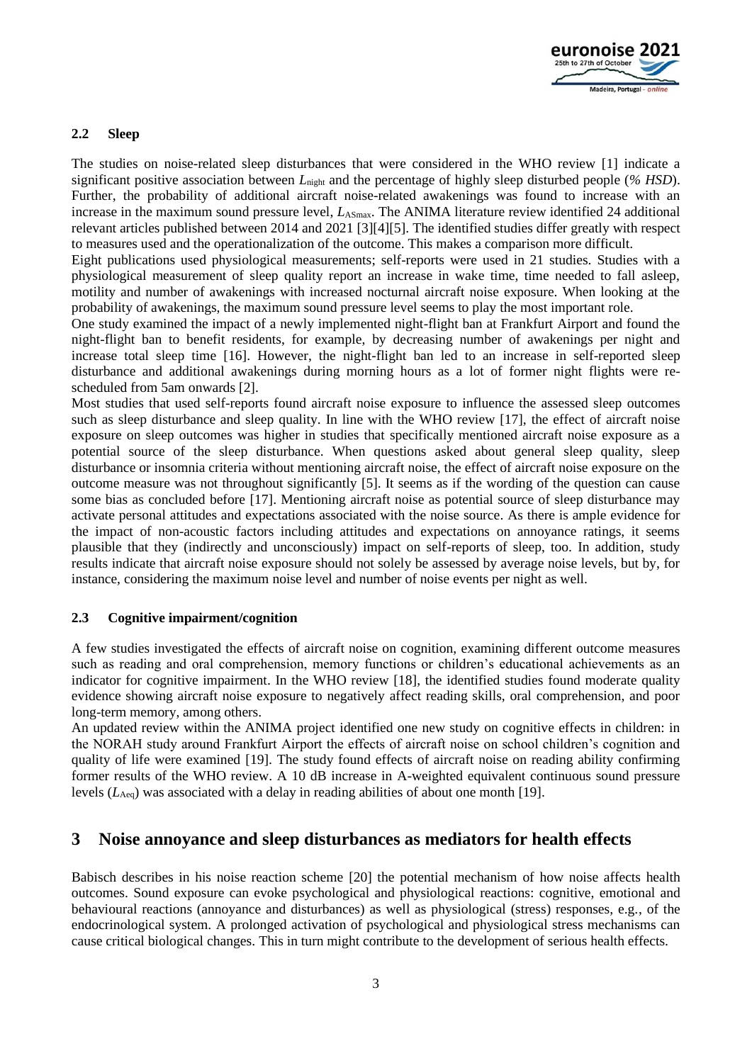### 2.2 Sleep

The studies on noise-related sleep disturbances that were considered in the WHO review [1] indicate a significant positive association between $L_{\text{night}}$ and the percentage of highly sleep disturbed people (*% HSD*). Further, the probability of additional aircraft noise-related awakenings was found to increase with an increase in the maximum sound pressure level, $L_{\text{ASmax}}$. The ANIMA literature review identified 24 additional relevant articles published between 2014 and 2021 [3][4][5]. The identified studies differ greatly with respect to measures used and the operationalization of the outcome. This makes a comparison more difficult.

Eight publications used physiological measurements; self-reports were used in 21 studies. Studies with a physiological measurement of sleep quality report an increase in wake time, time needed to fall asleep, motility and number of awakenings with increased nocturnal aircraft noise exposure. When looking at the probability of awakenings, the maximum sound pressure level seems to play the most important role.

One study examined the impact of a newly implemented night-flight ban at Frankfurt Airport and found the night-flight ban to benefit residents, for example, by decreasing number of awakenings per night and increase total sleep time [16]. However, the night-flight ban led to an increase in self-reported sleep disturbance and additional awakenings during morning hours as a lot of former night flights were re-scheduled from 5am onwards [2].

Most studies that used self-reports found aircraft noise exposure to influence the assessed sleep outcomes such as sleep disturbance and sleep quality. In line with the WHO review [17], the effect of aircraft noise exposure on sleep outcomes was higher in studies that specifically mentioned aircraft noise exposure as a potential source of the sleep disturbance. When questions asked about general sleep quality, sleep disturbance or insomnia criteria without mentioning aircraft noise, the effect of aircraft noise exposure on the outcome measure was not throughout significantly [5]. It seems as if the wording of the question can cause some bias as concluded before [17]. Mentioning aircraft noise as potential source of sleep disturbance may activate personal attitudes and expectations associated with the noise source. As there is ample evidence for the impact of non-acoustic factors including attitudes and expectations on annoyance ratings, it seems plausible that they (indirectly and unconsciously) impact on self-reports of sleep, too. In addition, study results indicate that aircraft noise exposure should not solely be assessed by average noise levels, but by, for instance, considering the maximum noise level and number of noise events per night as well.

### 2.3 Cognitive impairment/cognition

A few studies investigated the effects of aircraft noise on cognition, examining different outcome measures such as reading and oral comprehension, memory functions or children's educational achievements as an indicator for cognitive impairment. In the WHO review [18], the identified studies found moderate quality evidence showing aircraft noise exposure to negatively affect reading skills, oral comprehension, and poor long-term memory, among others.

An updated review within the ANIMA project identified one new study on cognitive effects in children: in the NORAH study around Frankfurt Airport the effects of aircraft noise on school children's cognition and quality of life were examined [19]. The study found effects of aircraft noise on reading ability confirming former results of the WHO review. A 10 dB increase in A-weighted equivalent continuous sound pressure levels ($L_{\text{Aeq}}$) was associated with a delay in reading abilities of about one month [19].

## 3 Noise annoyance and sleep disturbances as mediators for health effects

Babisch describes in his noise reaction scheme [20] the potential mechanism of how noise affects health outcomes. Sound exposure can evoke psychological and physiological reactions: cognitive, emotional and behavioural reactions (annoyance and disturbances) as well as physiological (stress) responses, e.g., of the endocrinological system. A prolonged activation of psychological and physiological stress mechanisms can cause critical biological changes. This in turn might contribute to the development of serious health effects.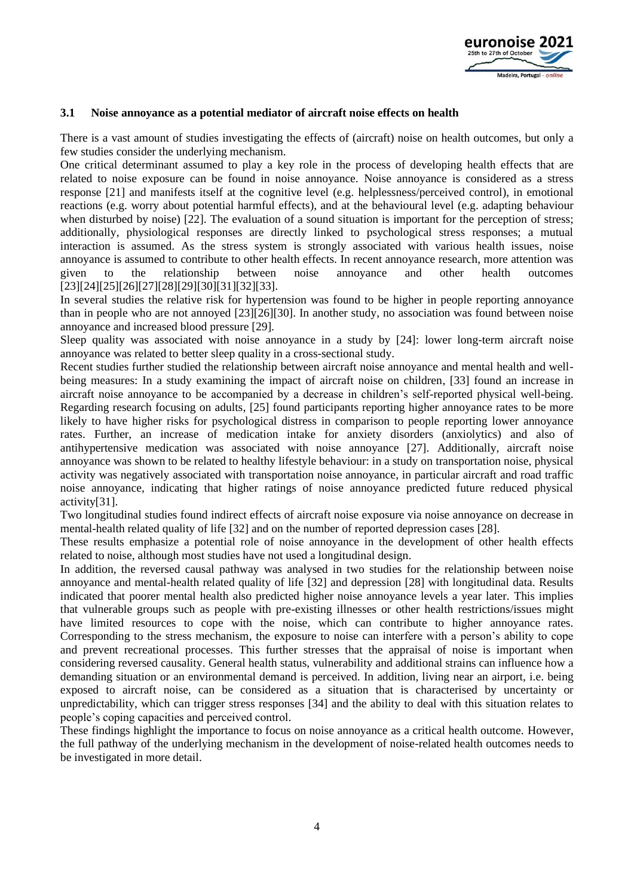### 3.1 Noise annoyance as a potential mediator of aircraft noise effects on health

There is a vast amount of studies investigating the effects of (aircraft) noise on health outcomes, but only a few studies consider the underlying mechanism.

One critical determinant assumed to play a key role in the process of developing health effects that are related to noise exposure can be found in noise annoyance. Noise annoyance is considered as a stress response [21] and manifests itself at the cognitive level (e.g. helplessness/perceived control), in emotional reactions (e.g. worry about potential harmful effects), and at the behavioural level (e.g. adapting behaviour when disturbed by noise) [22]. The evaluation of a sound situation is important for the perception of stress; additionally, physiological responses are directly linked to psychological stress responses; a mutual interaction is assumed. As the stress system is strongly associated with various health issues, noise annoyance is assumed to contribute to other health effects. In recent annoyance research, more attention was given to the relationship between noise annoyance and other health outcomes [23][24][25][26][27][28][29][30][31][32][33].

In several studies the relative risk for hypertension was found to be higher in people reporting annoyance than in people who are not annoyed [23][26][30]. In another study, no association was found between noise annoyance and increased blood pressure [29].

Sleep quality was associated with noise annoyance in a study by [24]: lower long-term aircraft noise annoyance was related to better sleep quality in a cross-sectional study.

Recent studies further studied the relationship between aircraft noise annoyance and mental health and well-being measures: In a study examining the impact of aircraft noise on children, [33] found an increase in aircraft noise annoyance to be accompanied by a decrease in children's self-reported physical well-being. Regarding research focusing on adults, [25] found participants reporting higher annoyance rates to be more likely to have higher risks for psychological distress in comparison to people reporting lower annoyance rates. Further, an increase of medication intake for anxiety disorders (anxiolytics) and also of antihypertensive medication was associated with noise annoyance [27]. Additionally, aircraft noise annoyance was shown to be related to healthy lifestyle behaviour: in a study on transportation noise, physical activity was negatively associated with transportation noise annoyance, in particular aircraft and road traffic noise annoyance, indicating that higher ratings of noise annoyance predicted future reduced physical activity[31].

Two longitudinal studies found indirect effects of aircraft noise exposure via noise annoyance on decrease in mental-health related quality of life [32] and on the number of reported depression cases [28].

These results emphasize a potential role of noise annoyance in the development of other health effects related to noise, although most studies have not used a longitudinal design.

In addition, the reversed causal pathway was analysed in two studies for the relationship between noise annoyance and mental-health related quality of life [32] and depression [28] with longitudinal data. Results indicated that poorer mental health also predicted higher noise annoyance levels a year later. This implies that vulnerable groups such as people with pre-existing illnesses or other health restrictions/issues might have limited resources to cope with the noise, which can contribute to higher annoyance rates. Corresponding to the stress mechanism, the exposure to noise can interfere with a person's ability to cope and prevent recreational processes. This further stresses that the appraisal of noise is important when considering reversed causality. General health status, vulnerability and additional strains can influence how a demanding situation or an environmental demand is perceived. In addition, living near an airport, i.e. being exposed to aircraft noise, can be considered as a situation that is characterised by uncertainty or unpredictability, which can trigger stress responses [34] and the ability to deal with this situation relates to people's coping capacities and perceived control.

These findings highlight the importance to focus on noise annoyance as a critical health outcome. However, the full pathway of the underlying mechanism in the development of noise-related health outcomes needs to be investigated in more detail.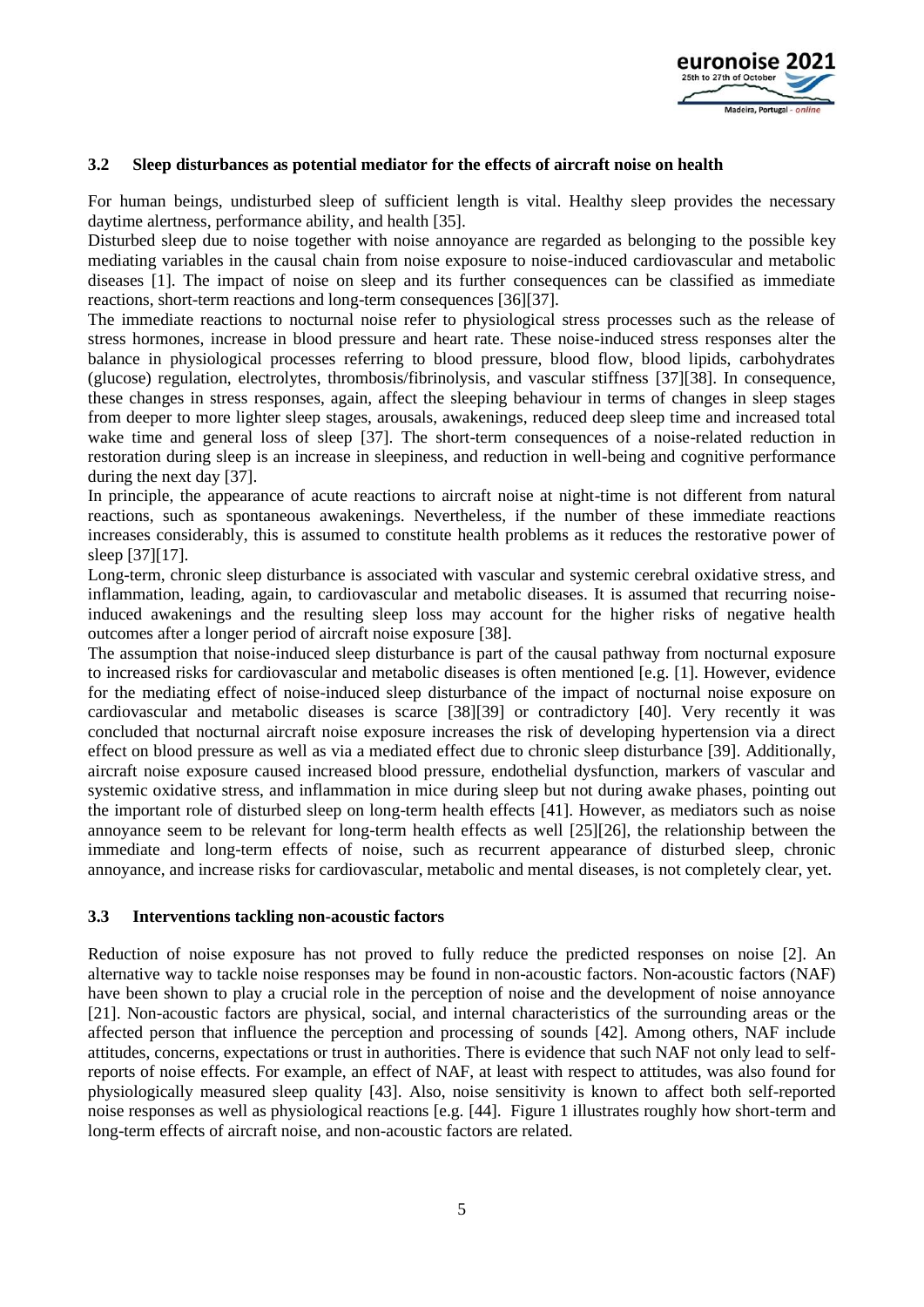### 3.2 Sleep disturbances as potential mediator for the effects of aircraft noise on health

For human beings, undisturbed sleep of sufficient length is vital. Healthy sleep provides the necessary daytime alertness, performance ability, and health [35].

Disturbed sleep due to noise together with noise annoyance are regarded as belonging to the possible key mediating variables in the causal chain from noise exposure to noise-induced cardiovascular and metabolic diseases [1]. The impact of noise on sleep and its further consequences can be classified as immediate reactions, short-term reactions and long-term consequences [36][37].

The immediate reactions to nocturnal noise refer to physiological stress processes such as the release of stress hormones, increase in blood pressure and heart rate. These noise-induced stress responses alter the balance in physiological processes referring to blood pressure, blood flow, blood lipids, carbohydrates (glucose) regulation, electrolytes, thrombosis/fibrinolysis, and vascular stiffness [37][38]. In consequence, these changes in stress responses, again, affect the sleeping behaviour in terms of changes in sleep stages from deeper to more lighter sleep stages, arousals, awakenings, reduced deep sleep time and increased total wake time and general loss of sleep [37]. The short-term consequences of a noise-related reduction in restoration during sleep is an increase in sleepiness, and reduction in well-being and cognitive performance during the next day [37].

In principle, the appearance of acute reactions to aircraft noise at night-time is not different from natural reactions, such as spontaneous awakenings. Nevertheless, if the number of these immediate reactions increases considerably, this is assumed to constitute health problems as it reduces the restorative power of sleep [37][17].

Long-term, chronic sleep disturbance is associated with vascular and systemic cerebral oxidative stress, and inflammation, leading, again, to cardiovascular and metabolic diseases. It is assumed that recurring noise-induced awakenings and the resulting sleep loss may account for the higher risks of negative health outcomes after a longer period of aircraft noise exposure [38].

The assumption that noise-induced sleep disturbance is part of the causal pathway from nocturnal exposure to increased risks for cardiovascular and metabolic diseases is often mentioned [e.g. [1]. However, evidence for the mediating effect of noise-induced sleep disturbance of the impact of nocturnal noise exposure on cardiovascular and metabolic diseases is scarce [38][39] or contradictory [40]. Very recently it was concluded that nocturnal aircraft noise exposure increases the risk of developing hypertension via a direct effect on blood pressure as well as via a mediated effect due to chronic sleep disturbance [39]. Additionally, aircraft noise exposure caused increased blood pressure, endothelial dysfunction, markers of vascular and systemic oxidative stress, and inflammation in mice during sleep but not during awake phases, pointing out the important role of disturbed sleep on long-term health effects [41]. However, as mediators such as noise annoyance seem to be relevant for long-term health effects as well [25][26], the relationship between the immediate and long-term effects of noise, such as recurrent appearance of disturbed sleep, chronic annoyance, and increase risks for cardiovascular, metabolic and mental diseases, is not completely clear, yet.

### 3.3 Interventions tackling non-acoustic factors

Reduction of noise exposure has not proved to fully reduce the predicted responses on noise [2]. An alternative way to tackle noise responses may be found in non-acoustic factors. Non-acoustic factors (NAF) have been shown to play a crucial role in the perception of noise and the development of noise annoyance [21]. Non-acoustic factors are physical, social, and internal characteristics of the surrounding areas or the affected person that influence the perception and processing of sounds [42]. Among others, NAF include attitudes, concerns, expectations or trust in authorities. There is evidence that such NAF not only lead to self-reports of noise effects. For example, an effect of NAF, at least with respect to attitudes, was also found for physiologically measured sleep quality [43]. Also, noise sensitivity is known to affect both self-reported noise responses as well as physiological reactions [e.g. [44]. Figure 1 illustrates roughly how short-term and long-term effects of aircraft noise, and non-acoustic factors are related.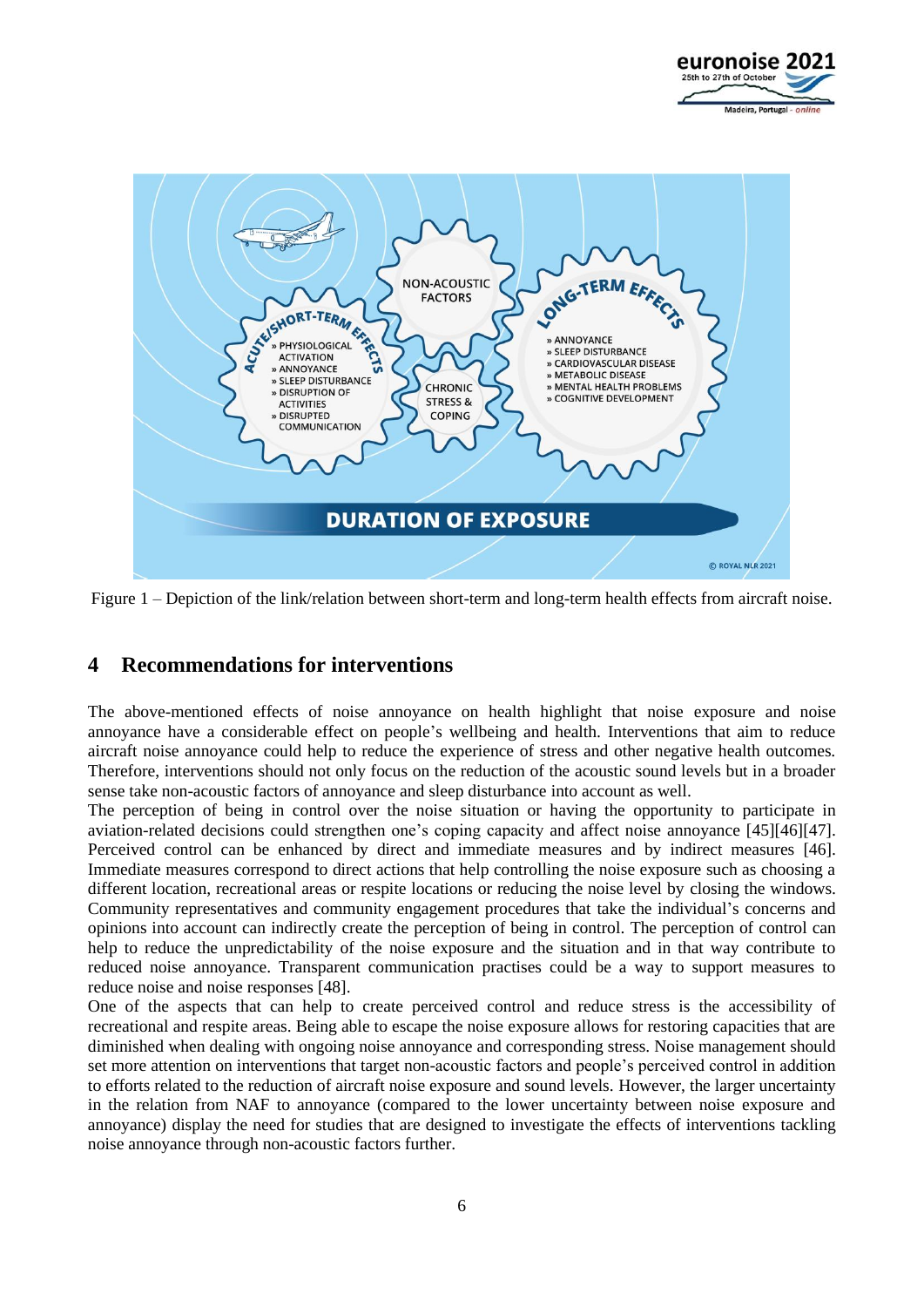Figure 1 – Depiction of the link/relation between short-term and long-term health effects from aircraft noise.

## 4 Recommendations for interventions

The above-mentioned effects of noise annoyance on health highlight that noise exposure and noise annoyance have a considerable effect on people's wellbeing and health. Interventions that aim to reduce aircraft noise annoyance could help to reduce the experience of stress and other negative health outcomes. Therefore, interventions should not only focus on the reduction of the acoustic sound levels but in a broader sense take non-acoustic factors of annoyance and sleep disturbance into account as well.

The perception of being in control over the noise situation or having the opportunity to participate in aviation-related decisions could strengthen one's coping capacity and affect noise annoyance [45][46][47]. Perceived control can be enhanced by direct and immediate measures and by indirect measures [46]. Immediate measures correspond to direct actions that help controlling the noise exposure such as choosing a different location, recreational areas or respite locations or reducing the noise level by closing the windows. Community representatives and community engagement procedures that take the individual's concerns and opinions into account can indirectly create the perception of being in control. The perception of control can help to reduce the unpredictability of the noise exposure and the situation and in that way contribute to reduced noise annoyance. Transparent communication practises could be a way to support measures to reduce noise and noise responses [48].

One of the aspects that can help to create perceived control and reduce stress is the accessibility of recreational and respite areas. Being able to escape the noise exposure allows for restoring capacities that are diminished when dealing with ongoing noise annoyance and corresponding stress. Noise management should set more attention on interventions that target non-acoustic factors and people's perceived control in addition to efforts related to the reduction of aircraft noise exposure and sound levels. However, the larger uncertainty in the relation from NAF to annoyance (compared to the lower uncertainty between noise exposure and annoyance) display the need for studies that are designed to investigate the effects of interventions tackling noise annoyance through non-acoustic factors further.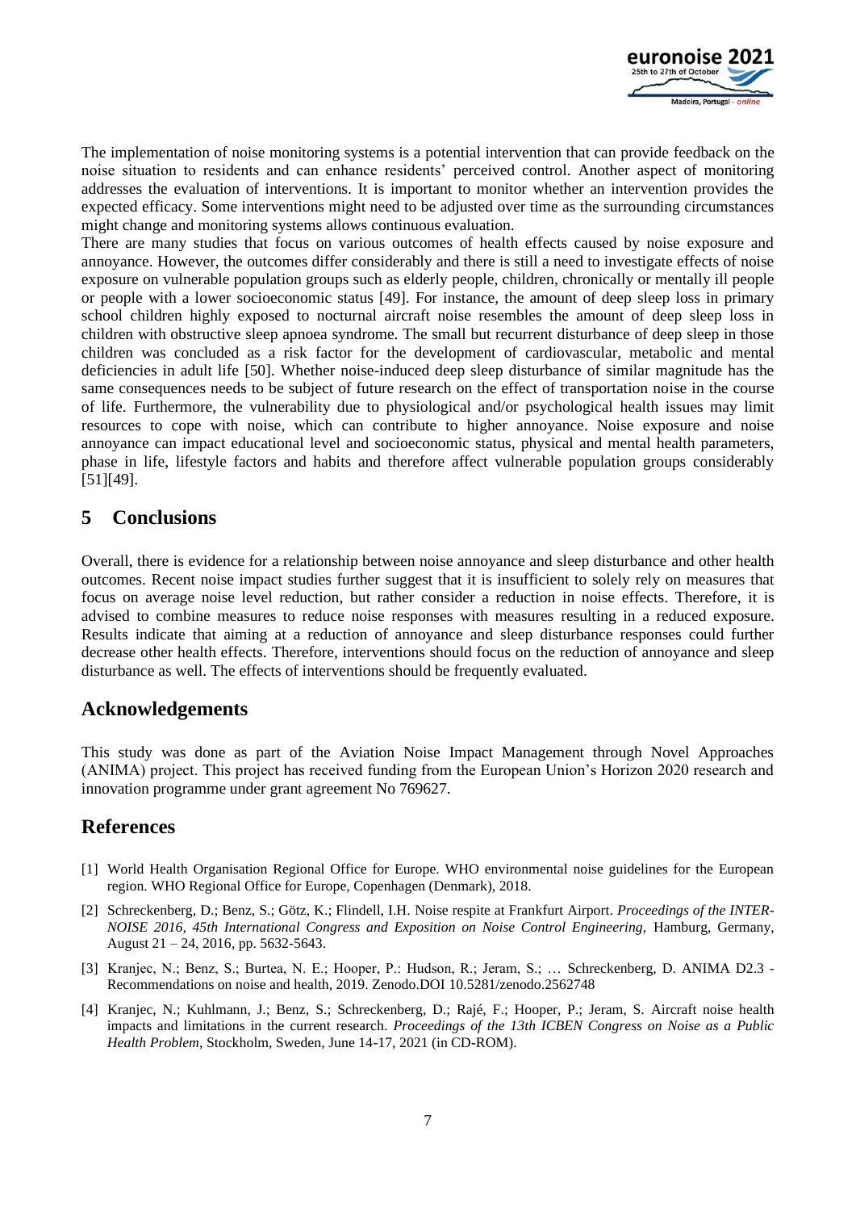The implementation of noise monitoring systems is a potential intervention that can provide feedback on the noise situation to residents and can enhance residents' perceived control. Another aspect of monitoring addresses the evaluation of interventions. It is important to monitor whether an intervention provides the expected efficacy. Some interventions might need to be adjusted over time as the surrounding circumstances might change and monitoring systems allows continuous evaluation.

There are many studies that focus on various outcomes of health effects caused by noise exposure and annoyance. However, the outcomes differ considerably and there is still a need to investigate effects of noise exposure on vulnerable population groups such as elderly people, children, chronically or mentally ill people or people with a lower socioeconomic status [49]. For instance, the amount of deep sleep loss in primary school children highly exposed to nocturnal aircraft noise resembles the amount of deep sleep loss in children with obstructive sleep apnoea syndrome. The small but recurrent disturbance of deep sleep in those children was concluded as a risk factor for the development of cardiovascular, metabolic and mental deficiencies in adult life [50]. Whether noise-induced deep sleep disturbance of similar magnitude has the same consequences needs to be subject of future research on the effect of transportation noise in the course of life. Furthermore, the vulnerability due to physiological and/or psychological health issues may limit resources to cope with noise, which can contribute to higher annoyance. Noise exposure and noise annoyance can impact educational level and socioeconomic status, physical and mental health parameters, phase in life, lifestyle factors and habits and therefore affect vulnerable population groups considerably [51][49].

## 5 Conclusions

Overall, there is evidence for a relationship between noise annoyance and sleep disturbance and other health outcomes. Recent noise impact studies further suggest that it is insufficient to solely rely on measures that focus on average noise level reduction, but rather consider a reduction in noise effects. Therefore, it is advised to combine measures to reduce noise responses with measures resulting in a reduced exposure. Results indicate that aiming at a reduction of annoyance and sleep disturbance responses could further decrease other health effects. Therefore, interventions should focus on the reduction of annoyance and sleep disturbance as well. The effects of interventions should be frequently evaluated.

## Acknowledgements

This study was done as part of the Aviation Noise Impact Management through Novel Approaches (ANIMA) project. This project has received funding from the European Union's Horizon 2020 research and innovation programme under grant agreement No 769627.

## References

[1] World Health Organisation Regional Office for Europe. WHO environmental noise guidelines for the European region. WHO Regional Office for Europe, Copenhagen (Denmark), 2018.

[2] Schreckenberg, D.; Benz, S.; Götz, K.; Flindell, I.H. Noise respite at Frankfurt Airport. *Proceedings of the INTER-NOISE 2016, 45th International Congress and Exposition on Noise Control Engineering*, Hamburg, Germany, August 21 – 24, 2016, pp. 5632-5643.

[3] Kranjec, N.; Benz, S.; Burtea, N. E.; Hooper, P.: Hudson, R.; Jeram, S.; … Schreckenberg, D. ANIMA D2.3 - Recommendations on noise and health, 2019. Zenodo.DOI 10.5281/zenodo.2562748

[4] Kranjec, N.; Kuhlmann, J.; Benz, S.; Schreckenberg, D.; Rajé, F.; Hooper, P.; Jeram, S. Aircraft noise health impacts and limitations in the current research. *Proceedings of the 13th ICBEN Congress on Noise as a Public Health Problem*, Stockholm, Sweden, June 14-17, 2021 (in CD-ROM).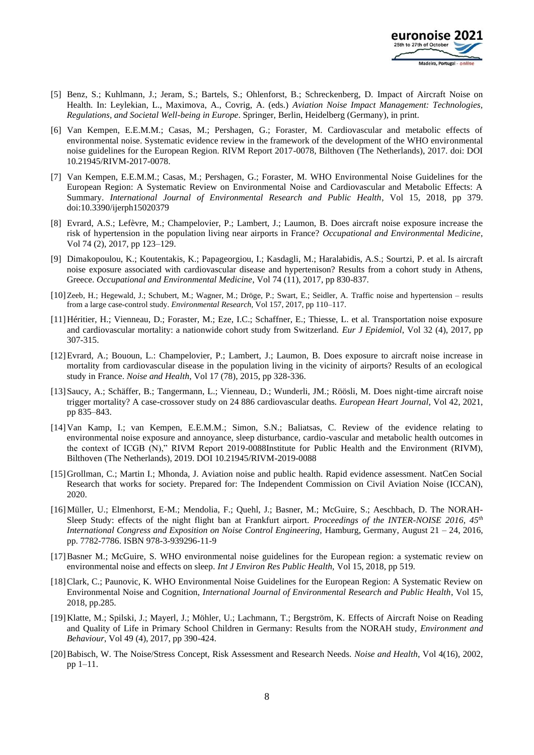[5] Benz, S.; Kuhlmann, J.; Jeram, S.; Bartels, S.; Ohlenforst, B.; Schreckenberg, D. Impact of Aircraft Noise on Health. In: Leylekian, L., Maximova, A., Covrig, A. (eds.) *Aviation Noise Impact Management: Technologies, Regulations, and Societal Well-being in Europe*. Springer, Berlin, Heidelberg (Germany), in print.

[6] Van Kempen, E.E.M.M.; Casas, M.; Pershagen, G.; Foraster, M. Cardiovascular and metabolic effects of environmental noise. Systematic evidence review in the framework of the development of the WHO environmental noise guidelines for the European Region. RIVM Report 2017-0078, Bilthoven (The Netherlands), 2017. doi: DOI 10.21945/RIVM-2017-0078.

[7] Van Kempen, E.E.M.M.; Casas, M.; Pershagen, G.; Foraster, M. WHO Environmental Noise Guidelines for the European Region: A Systematic Review on Environmental Noise and Cardiovascular and Metabolic Effects: A Summary. *International Journal of Environmental Research and Public Health*, Vol 15, 2018, pp 379. doi:10.3390/ijerph15020379

[8] Evrard, A.S.; Lefèvre, M.; Champelovier, P.; Lambert, J.; Laumon, B. Does aircraft noise exposure increase the risk of hypertension in the population living near airports in France? *Occupational and Environmental Medicine*, Vol 74 (2), 2017, pp 123–129.

[9] Dimakopoulou, K.; Koutentakis, K.; Papageorgiou, I.; Kasdagli, M.; Haralabidis, A.S.; Sourtzi, P. et al. Is aircraft noise exposure associated with cardiovascular disease and hypertenison? Results from a cohort study in Athens, Greece. *Occupational and Environmental Medicine*, Vol 74 (11), 2017, pp 830-837.

[10] Zeeb, H.; Hegewald, J.; Schubert, M.; Wagner, M.; Dröge, P.; Swart, E.; Seidler, A. Traffic noise and hypertension – results from a large case-control study. *Environmental Research*, Vol 157, 2017, pp 110–117.

[11] Héritier, H.; Vienneau, D.; Foraster, M.; Eze, I.C.; Schaffner, E.; Thiesse, L. et al. Transportation noise exposure and cardiovascular mortality: a nationwide cohort study from Switzerland. *Eur J Epidemiol*, Vol 32 (4), 2017, pp 307-315.

[12] Evrard, A.; Bououn, L.: Champelovier, P.; Lambert, J.; Laumon, B. Does exposure to aircraft noise increase in mortality from cardiovascular disease in the population living in the vicinity of airports? Results of an ecological study in France. *Noise and Health*, Vol 17 (78), 2015, pp 328-336.

[13] Saucy, A.; Schäffer, B.; Tangermann, L.; Vienneau, D.; Wunderli, JM.; Röösli, M. Does night-time aircraft noise trigger mortality? A case-crossover study on 24 886 cardiovascular deaths. *European Heart Journal*, Vol 42, 2021, pp 835–843.

[14] Van Kamp, I.; van Kempen, E.E.M.M.; Simon, S.N.; Baliatsas, C. Review of the evidence relating to environmental noise exposure and annoyance, sleep disturbance, cardio-vascular and metabolic health outcomes in the context of ICGB (N)," RIVM Report 2019-0088Institute for Public Health and the Environment (RIVM), Bilthoven (The Netherlands), 2019. DOI 10.21945/RIVM-2019-0088

[15] Grollman, C.; Martin I.; Mhonda, J. Aviation noise and public health. Rapid evidence assessment. NatCen Social Research that works for society. Prepared for: The Independent Commission on Civil Aviation Noise (ICCAN), 2020.

[16] Müller, U.; Elmenhorst, E-M.; Mendolia, F.; Quehl, J.; Basner, M.; McGuire, S.; Aeschbach, D. The NORAH-Sleep Study: effects of the night flight ban at Frankfurt airport. *Proceedings of the INTER-NOISE 2016, 45th International Congress and Exposition on Noise Control Engineering*, Hamburg, Germany, August 21 – 24, 2016, pp. 7782-7786. ISBN 978-3-939296-11-9

[17] Basner M.; McGuire, S. WHO environmental noise guidelines for the European region: a systematic review on environmental noise and effects on sleep. *Int J Environ Res Public Health*, Vol 15, 2018, pp 519.

[18] Clark, C.; Paunovic, K. WHO Environmental Noise Guidelines for the European Region: A Systematic Review on Environmental Noise and Cognition, *International Journal of Environmental Research and Public Health*, Vol 15, 2018, pp.285.

[19] Klatte, M.; Spilski, J.; Mayerl, J.; Möhler, U.; Lachmann, T.; Bergström, K. Effects of Aircraft Noise on Reading and Quality of Life in Primary School Children in Germany: Results from the NORAH study, *Environment and Behaviour*, Vol 49 (4), 2017, pp 390-424.

[20] Babisch, W. The Noise/Stress Concept, Risk Assessment and Research Needs. *Noise and Health*, Vol 4(16), 2002, pp 1–11.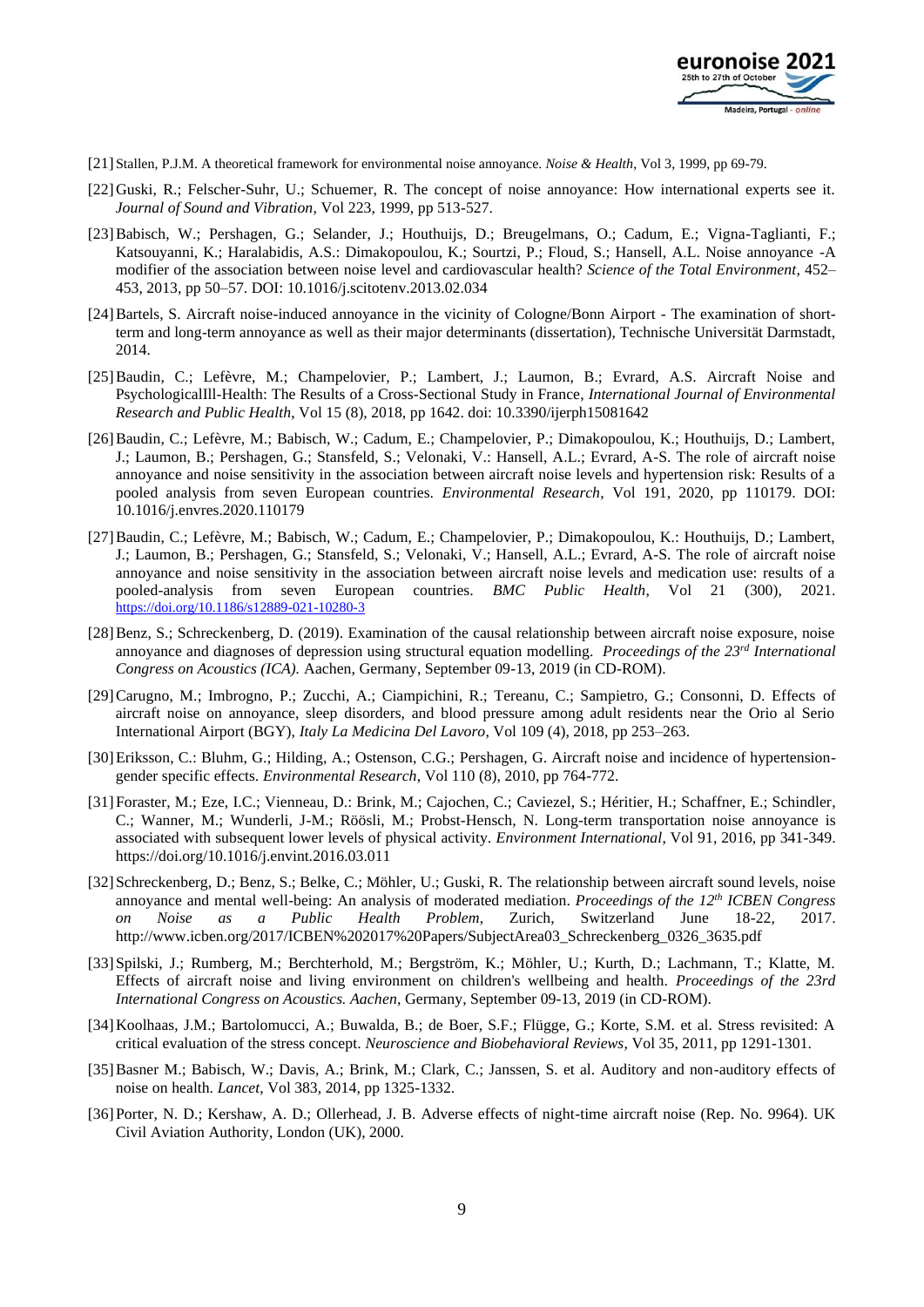[21] Stallen, P.J.M. A theoretical framework for environmental noise annoyance. *Noise & Health*, Vol 3, 1999, pp 69-79.

[22] Guski, R.; Felscher-Suhr, U.; Schuemer, R. The concept of noise annoyance: How international experts see it. *Journal of Sound and Vibration*, Vol 223, 1999, pp 513-527.

[23] Babisch, W.; Pershagen, G.; Selander, J.; Houthuijs, D.; Breugelmans, O.; Cadum, E.; Vigna-Taglianti, F.; Katsouyanni, K.; Haralabidis, A.S.: Dimakopoulou, K.; Sourtzi, P.; Floud, S.; Hansell, A.L. Noise annoyance -A modifier of the association between noise level and cardiovascular health? *Science of the Total Environment*, 452–453, 2013, pp 50–57. DOI: 10.1016/j.scitotenv.2013.02.034

[24] Bartels, S. Aircraft noise-induced annoyance in the vicinity of Cologne/Bonn Airport - The examination of short-term and long-term annoyance as well as their major determinants (dissertation), Technische Universität Darmstadt, 2014.

[25] Baudin, C.; Lefèvre, M.; Champelovier, P.; Lambert, J.; Laumon, B.; Evrard, A.S. Aircraft Noise and PsychologicalIll-Health: The Results of a Cross-Sectional Study in France, *International Journal of Environmental Research and Public Health*, Vol 15 (8), 2018, pp 1642. doi: 10.3390/ijerph15081642

[26] Baudin, C.; Lefèvre, M.; Babisch, W.; Cadum, E.; Champelovier, P.; Dimakopoulou, K.; Houthuijs, D.; Lambert, J.; Laumon, B.; Pershagen, G.; Stansfeld, S.; Velonaki, V.: Hansell, A.L.; Evrard, A-S. The role of aircraft noise annoyance and noise sensitivity in the association between aircraft noise levels and hypertension risk: Results of a pooled analysis from seven European countries. *Environmental Research*, Vol 191, 2020, pp 110179. DOI: 10.1016/j.envres.2020.110179

[27] Baudin, C.; Lefèvre, M.; Babisch, W.; Cadum, E.; Champelovier, P.; Dimakopoulou, K.: Houthuijs, D.; Lambert, J.; Laumon, B.; Pershagen, G.; Stansfeld, S.; Velonaki, V.; Hansell, A.L.; Evrard, A-S. The role of aircraft noise annoyance and noise sensitivity in the association between aircraft noise levels and medication use: results of a pooled-analysis from seven European countries. *BMC Public Health*, Vol 21 (300), 2021. https://doi.org/10.1186/s12889-021-10280-3

[28] Benz, S.; Schreckenberg, D. (2019). Examination of the causal relationship between aircraft noise exposure, noise annoyance and diagnoses of depression using structural equation modelling. *Proceedings of the 23rd International Congress on Acoustics (ICA).* Aachen, Germany, September 09-13, 2019 (in CD-ROM).

[29] Carugno, M.; Imbrogno, P.; Zucchi, A.; Ciampichini, R.; Tereanu, C.; Sampietro, G.; Consonni, D. Effects of aircraft noise on annoyance, sleep disorders, and blood pressure among adult residents near the Orio al Serio International Airport (BGY), *Italy La Medicina Del Lavoro*, Vol 109 (4), 2018, pp 253–263.

[30] Eriksson, C.: Bluhm, G.; Hilding, A.; Ostenson, C.G.; Pershagen, G. Aircraft noise and incidence of hypertension-gender specific effects. *Environmental Research*, Vol 110 (8), 2010, pp 764-772.

[31] Foraster, M.; Eze, I.C.; Vienneau, D.: Brink, M.; Cajochen, C.; Caviezel, S.; Héritier, H.; Schaffner, E.; Schindler, C.; Wanner, M.; Wunderli, J-M.; Röösli, M.; Probst-Hensch, N. Long-term transportation noise annoyance is associated with subsequent lower levels of physical activity. *Environment International*, Vol 91, 2016, pp 341-349. https://doi.org/10.1016/j.envint.2016.03.011

[32] Schreckenberg, D.; Benz, S.; Belke, C.; Möhler, U.; Guski, R. The relationship between aircraft sound levels, noise annoyance and mental well-being: An analysis of moderated mediation. *Proceedings of the 12th ICBEN Congress on Noise as a Public Health Problem*, Zurich, Switzerland June 18-22, 2017. http://www.icben.org/2017/ICBEN%202017%20Papers/SubjectArea03_Schreckenberg_0326_3635.pdf

[33] Spilski, J.; Rumberg, M.; Berchterhold, M.; Bergström, K.; Möhler, U.; Kurth, D.; Lachmann, T.; Klatte, M. Effects of aircraft noise and living environment on children's wellbeing and health. *Proceedings of the 23rd International Congress on Acoustics. Aachen*, Germany, September 09-13, 2019 (in CD-ROM).

[34] Koolhaas, J.M.; Bartolomucci, A.; Buwalda, B.; de Boer, S.F.; Flügge, G.; Korte, S.M. et al. Stress revisited: A critical evaluation of the stress concept. *Neuroscience and Biobehavioral Reviews*, Vol 35, 2011, pp 1291-1301.

[35] Basner M.; Babisch, W.; Davis, A.; Brink, M.; Clark, C.; Janssen, S. et al. Auditory and non-auditory effects of noise on health. *Lancet*, Vol 383, 2014, pp 1325-1332.

[36] Porter, N. D.; Kershaw, A. D.; Ollerhead, J. B. Adverse effects of night-time aircraft noise (Rep. No. 9964). UK Civil Aviation Authority, London (UK), 2000.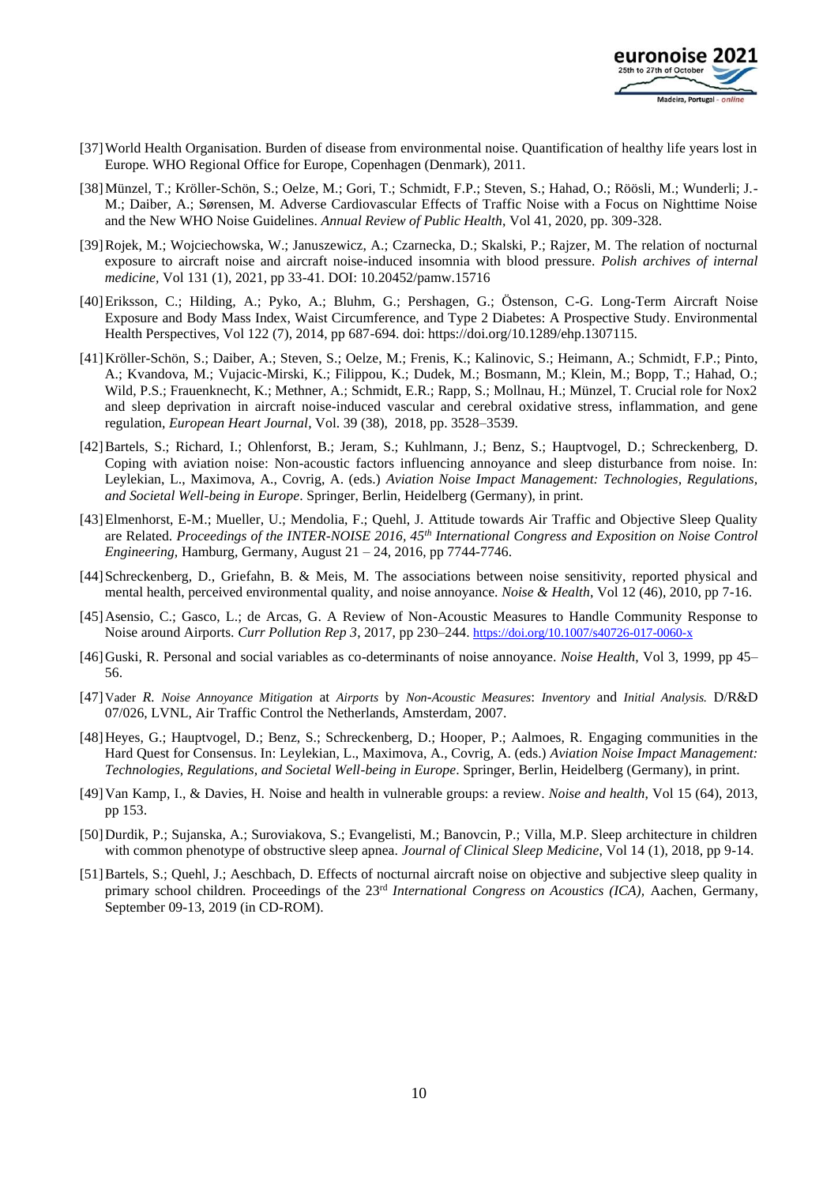[37] World Health Organisation. Burden of disease from environmental noise. Quantification of healthy life years lost in Europe*.* WHO Regional Office for Europe, Copenhagen (Denmark), 2011.

[38] Münzel, T.; Kröller-Schön, S.; Oelze, M.; Gori, T.; Schmidt, F.P.; Steven, S.; Hahad, O.; Röösli, M.; Wunderli; J.-M.; Daiber, A.; Sørensen, M. Adverse Cardiovascular Effects of Traffic Noise with a Focus on Nighttime Noise and the New WHO Noise Guidelines. *Annual Review of Public Health*, Vol 41, 2020, pp. 309-328.

[39] Rojek, M.; Wojciechowska, W.; Januszewicz, A.; Czarnecka, D.; Skalski, P.; Rajzer, M. The relation of nocturnal exposure to aircraft noise and aircraft noise-induced insomnia with blood pressure. *Polish archives of internal medicine,* Vol 131 (1), 2021, pp 33-41. DOI: 10.20452/pamw.15716

[40] Eriksson, C.; Hilding, A.; Pyko, A.; Bluhm, G.; Pershagen, G.; Östenson, C-G. Long-Term Aircraft Noise Exposure and Body Mass Index, Waist Circumference, and Type 2 Diabetes: A Prospective Study. Environmental Health Perspectives, Vol 122 (7), 2014, pp 687-694. doi: https://doi.org/10.1289/ehp.1307115.

[41] Kröller-Schön, S.; Daiber, A.; Steven, S.; Oelze, M.; Frenis, K.; Kalinovic, S.; Heimann, A.; Schmidt, F.P.; Pinto, A.; Kvandova, M.; Vujacic-Mirski, K.; Filippou, K.; Dudek, M.; Bosmann, M.; Klein, M.; Bopp, T.; Hahad, O.; Wild, P.S.; Frauenknecht, K.; Methner, A.; Schmidt, E.R.; Rapp, S.; Mollnau, H.; Münzel, T. Crucial role for Nox2 and sleep deprivation in aircraft noise-induced vascular and cerebral oxidative stress, inflammation, and gene regulation, *European Heart Journal*, Vol. 39 (38), 2018, pp. 3528–3539.

[42] Bartels, S.; Richard, I.; Ohlenforst, B.; Jeram, S.; Kuhlmann, J.; Benz, S.; Hauptvogel, D.; Schreckenberg, D. Coping with aviation noise: Non-acoustic factors influencing annoyance and sleep disturbance from noise. In: Leylekian, L., Maximova, A., Covrig, A. (eds.) *Aviation Noise Impact Management: Technologies, Regulations, and Societal Well-being in Europe*. Springer, Berlin, Heidelberg (Germany), in print.

[43] Elmenhorst, E-M.; Mueller, U.; Mendolia, F.; Quehl, J. Attitude towards Air Traffic and Objective Sleep Quality are Related. *Proceedings of the INTER-NOISE 2016, 45th International Congress and Exposition on Noise Control Engineering*, Hamburg, Germany, August 21 – 24, 2016, pp 7744-7746.

[44] Schreckenberg, D., Griefahn, B. & Meis, M. The associations between noise sensitivity, reported physical and mental health, perceived environmental quality, and noise annoyance. *Noise & Health*, Vol 12 (46), 2010, pp 7-16.

[45] Asensio, C.; Gasco, L.; de Arcas, G. A Review of Non-Acoustic Measures to Handle Community Response to Noise around Airports. *Curr Pollution Rep 3*, 2017, pp 230–244. https://doi.org/10.1007/s40726-017-0060-x

[46] Guski, R. Personal and social variables as co-determinants of noise annoyance. *Noise Health*, Vol 3, 1999, pp 45–56.

[47] Vader *R. Noise Annoyance Mitigation* at *Airports* by *Non-Acoustic Measures*: *Inventory* and *Initial Analysis.* D/R&D 07/026, LVNL, Air Traffic Control the Netherlands, Amsterdam, 2007.

[48] Heyes, G.; Hauptvogel, D.; Benz, S.; Schreckenberg, D.; Hooper, P.; Aalmoes, R. Engaging communities in the Hard Quest for Consensus. In: Leylekian, L., Maximova, A., Covrig, A. (eds.) *Aviation Noise Impact Management: Technologies, Regulations, and Societal Well-being in Europe*. Springer, Berlin, Heidelberg (Germany), in print.

[49] Van Kamp, I., & Davies, H. Noise and health in vulnerable groups: a review. *Noise and health*, Vol 15 (64), 2013, pp 153.

[50] Durdik, P.; Sujanska, A.; Suroviakova, S.; Evangelisti, M.; Banovcin, P.; Villa, M.P. Sleep architecture in children with common phenotype of obstructive sleep apnea. *Journal of Clinical Sleep Medicine*, Vol 14 (1), 2018, pp 9-14.

[51] Bartels, S.; Quehl, J.; Aeschbach, D. Effects of nocturnal aircraft noise on objective and subjective sleep quality in primary school children*.* Proceedings of the 23rd *International Congress on Acoustics (ICA),* Aachen, Germany, September 09-13, 2019 (in CD-ROM).